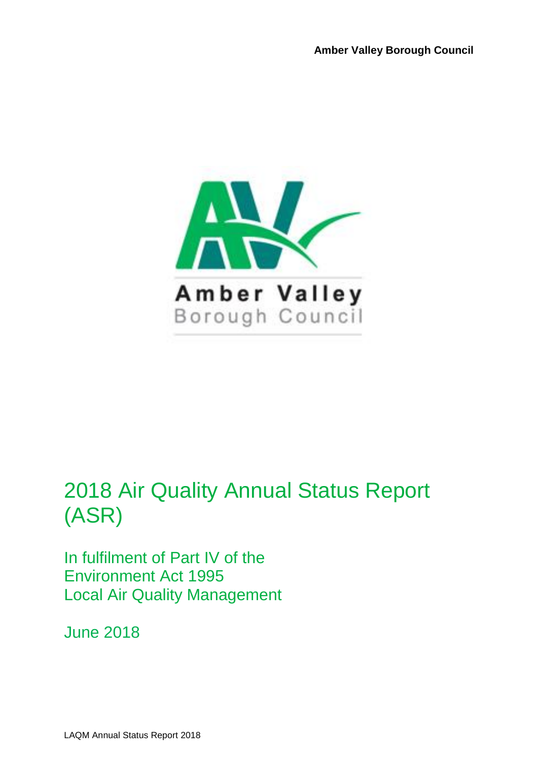Amber Valley Borough Council

Amber Valley
Borough Council

# 2018 Air Quality Annual Status Report (ASR)

In fulfilment of Part IV of the
Environment Act 1995
Local Air Quality Management

June 2018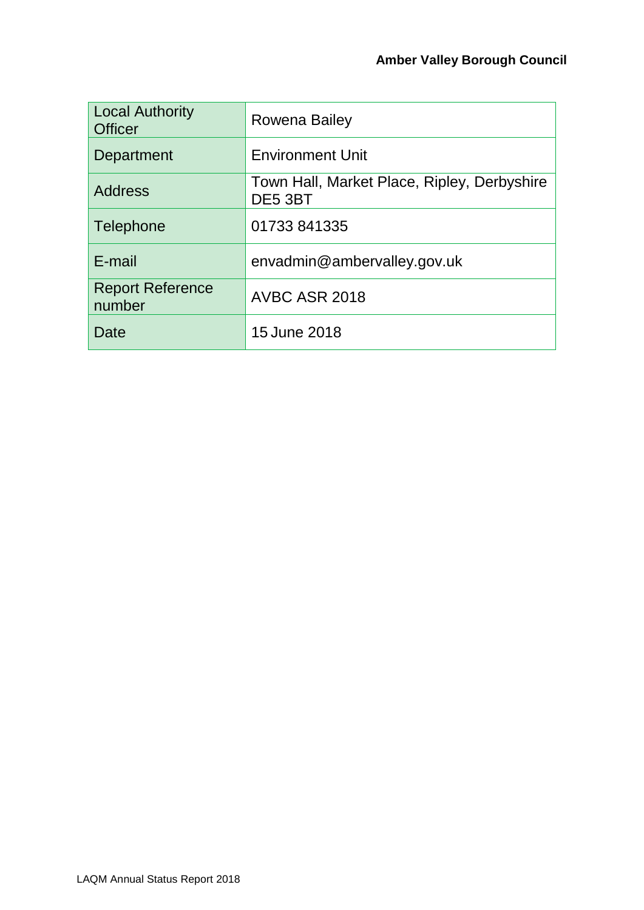| Local Authority Officer | Rowena Bailey |
| --- | --- |
| Department | Environment Unit |
| Address | Town Hall, Market Place, Ripley, Derbyshire DE5 3BT |
| Telephone | 01733 841335 |
| E-mail | envadmin@ambervalley.gov.uk |
| Report Reference number | AVBC ASR 2018 |
| Date | 15 June 2018 |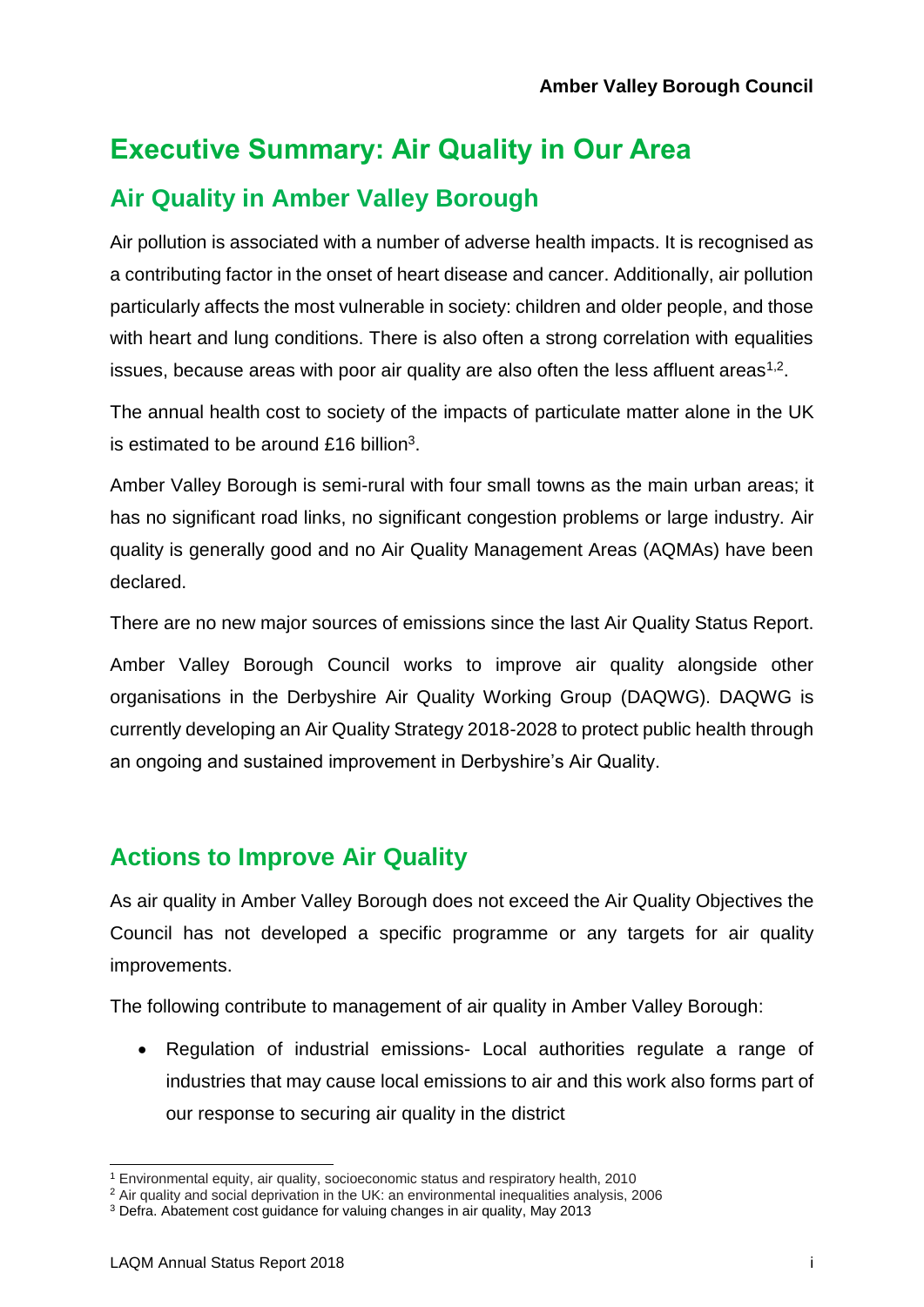# Executive Summary: Air Quality in Our Area

## Air Quality in Amber Valley Borough

Air pollution is associated with a number of adverse health impacts. It is recognised as a contributing factor in the onset of heart disease and cancer. Additionally, air pollution particularly affects the most vulnerable in society: children and older people, and those with heart and lung conditions. There is also often a strong correlation with equalities issues, because areas with poor air quality are also often the less affluent areas[1,2].

The annual health cost to society of the impacts of particulate matter alone in the UK is estimated to be around £16 billion[3].

Amber Valley Borough is semi-rural with four small towns as the main urban areas; it has no significant road links, no significant congestion problems or large industry. Air quality is generally good and no Air Quality Management Areas (AQMAs) have been declared.

There are no new major sources of emissions since the last Air Quality Status Report.

Amber Valley Borough Council works to improve air quality alongside other organisations in the Derbyshire Air Quality Working Group (DAQWG). DAQWG is currently developing an Air Quality Strategy 2018-2028 to protect public health through an ongoing and sustained improvement in Derbyshire's Air Quality.

## Actions to Improve Air Quality

As air quality in Amber Valley Borough does not exceed the Air Quality Objectives the Council has not developed a specific programme or any targets for air quality improvements.

The following contribute to management of air quality in Amber Valley Borough:

- Regulation of industrial emissions- Local authorities regulate a range of industries that may cause local emissions to air and this work also forms part of our response to securing air quality in the district

[1] Environmental equity, air quality, socioeconomic status and respiratory health, 2010

[2] Air quality and social deprivation in the UK: an environmental inequalities analysis, 2006

[3] Defra. Abatement cost guidance for valuing changes in air quality, May 2013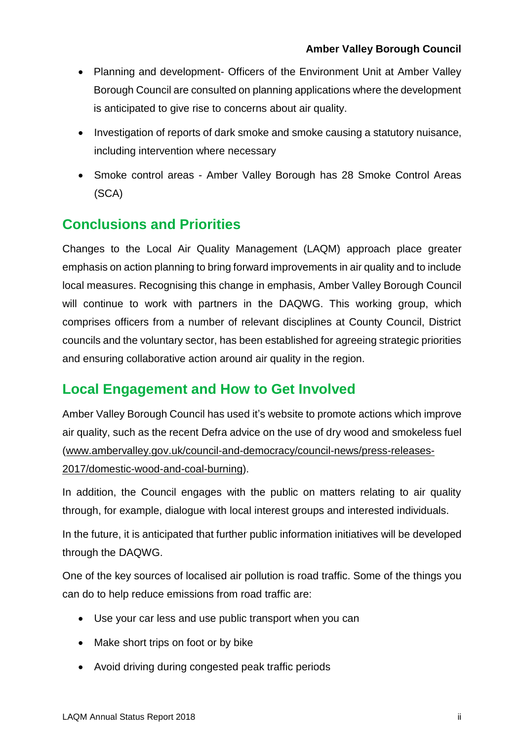- Planning and development- Officers of the Environment Unit at Amber Valley Borough Council are consulted on planning applications where the development is anticipated to give rise to concerns about air quality.
- Investigation of reports of dark smoke and smoke causing a statutory nuisance, including intervention where necessary
- Smoke control areas - Amber Valley Borough has 28 Smoke Control Areas (SCA)

## Conclusions and Priorities

Changes to the Local Air Quality Management (LAQM) approach place greater emphasis on action planning to bring forward improvements in air quality and to include local measures. Recognising this change in emphasis, Amber Valley Borough Council will continue to work with partners in the DAQWG. This working group, which comprises officers from a number of relevant disciplines at County Council, District councils and the voluntary sector, has been established for agreeing strategic priorities and ensuring collaborative action around air quality in the region.

## Local Engagement and How to Get Involved

Amber Valley Borough Council has used it's website to promote actions which improve air quality, such as the recent Defra advice on the use of dry wood and smokeless fuel (www.ambervalley.gov.uk/council-and-democracy/council-news/press-releases-2017/domestic-wood-and-coal-burning).

In addition, the Council engages with the public on matters relating to air quality through, for example, dialogue with local interest groups and interested individuals.

In the future, it is anticipated that further public information initiatives will be developed through the DAQWG.

One of the key sources of localised air pollution is road traffic. Some of the things you can do to help reduce emissions from road traffic are:

- Use your car less and use public transport when you can
- Make short trips on foot or by bike
- Avoid driving during congested peak traffic periods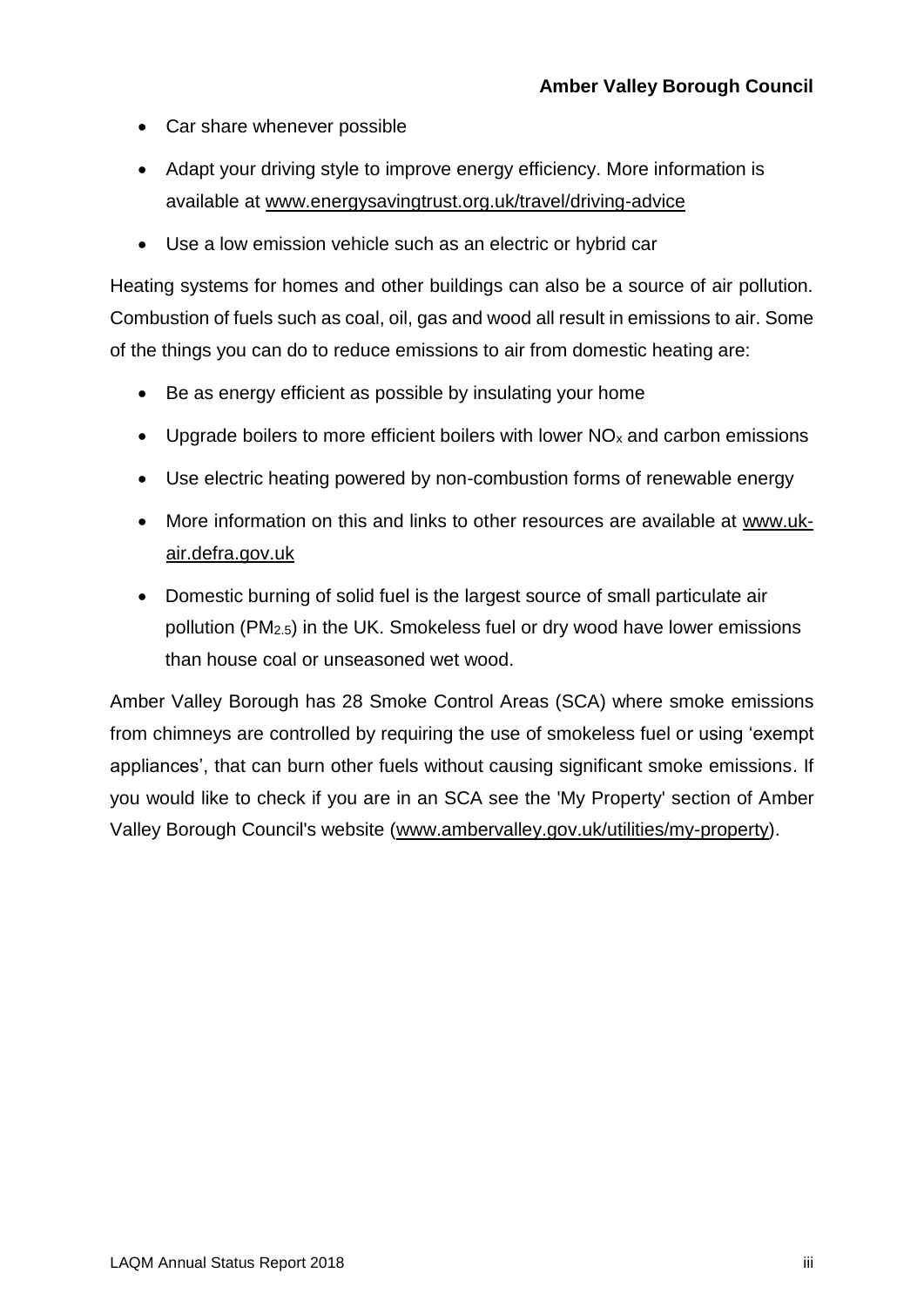- Car share whenever possible
- Adapt your driving style to improve energy efficiency. More information is available at www.energysavingtrust.org.uk/travel/driving-advice
- Use a low emission vehicle such as an electric or hybrid car

Heating systems for homes and other buildings can also be a source of air pollution. Combustion of fuels such as coal, oil, gas and wood all result in emissions to air. Some of the things you can do to reduce emissions to air from domestic heating are:

- Be as energy efficient as possible by insulating your home
- Upgrade boilers to more efficient boilers with lower $NO_x$ and carbon emissions
- Use electric heating powered by non-combustion forms of renewable energy
- More information on this and links to other resources are available at www.uk-air.defra.gov.uk
- Domestic burning of solid fuel is the largest source of small particulate air pollution ($PM_{2.5}$) in the UK. Smokeless fuel or dry wood have lower emissions than house coal or unseasoned wet wood.

Amber Valley Borough has 28 Smoke Control Areas (SCA) where smoke emissions from chimneys are controlled by requiring the use of smokeless fuel or using 'exempt appliances', that can burn other fuels without causing significant smoke emissions. If you would like to check if you are in an SCA see the 'My Property' section of Amber Valley Borough Council's website (www.ambervalley.gov.uk/utilities/my-property).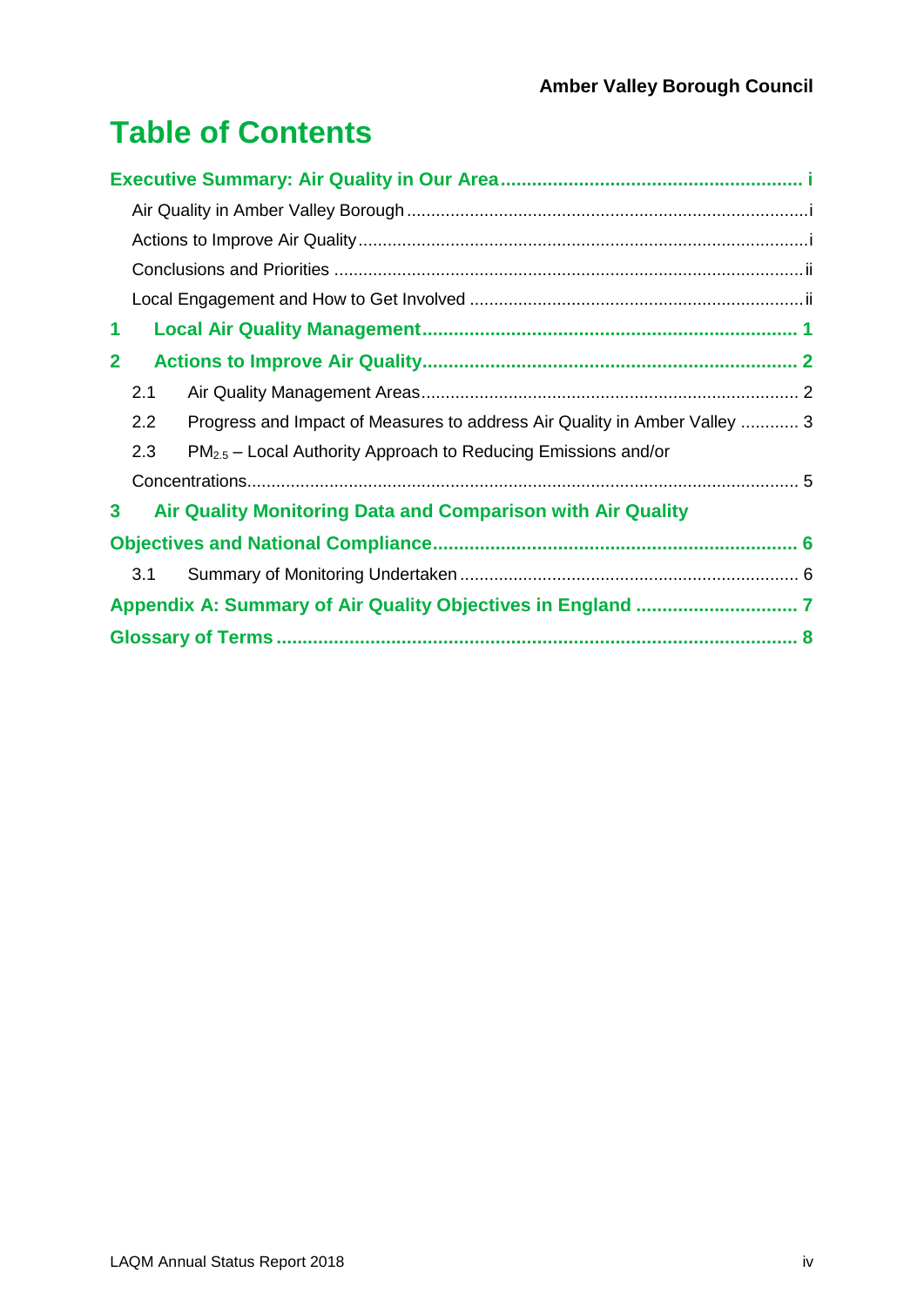# Table of Contents

**Executive Summary: Air Quality in Our Area ........................................................ i**

Air Quality in Amber Valley Borough ........................................................................ i

Actions to Improve Air Quality .................................................................................. i

Conclusions and Priorities ........................................................................................ ii

Local Engagement and How to Get Involved ........................................................... ii

**1 Local Air Quality Management ....................................................................... 1**

**2 Actions to Improve Air Quality ........................................................................ 2**

2.1 Air Quality Management Areas ......................................................................... 2

2.2 Progress and Impact of Measures to address Air Quality in Amber Valley ............ 3

2.3 $PM_{2.5}$ – Local Authority Approach to Reducing Emissions and/or Concentrations ........................................................................................................ 5

**3 Air Quality Monitoring Data and Comparison with Air Quality Objectives and National Compliance ..................................................................... 6**

3.1 Summary of Monitoring Undertaken ..................................................................... 6

**Appendix A: Summary of Air Quality Objectives in England ............................... 7**

**Glossary of Terms ..................................................................................................... 8**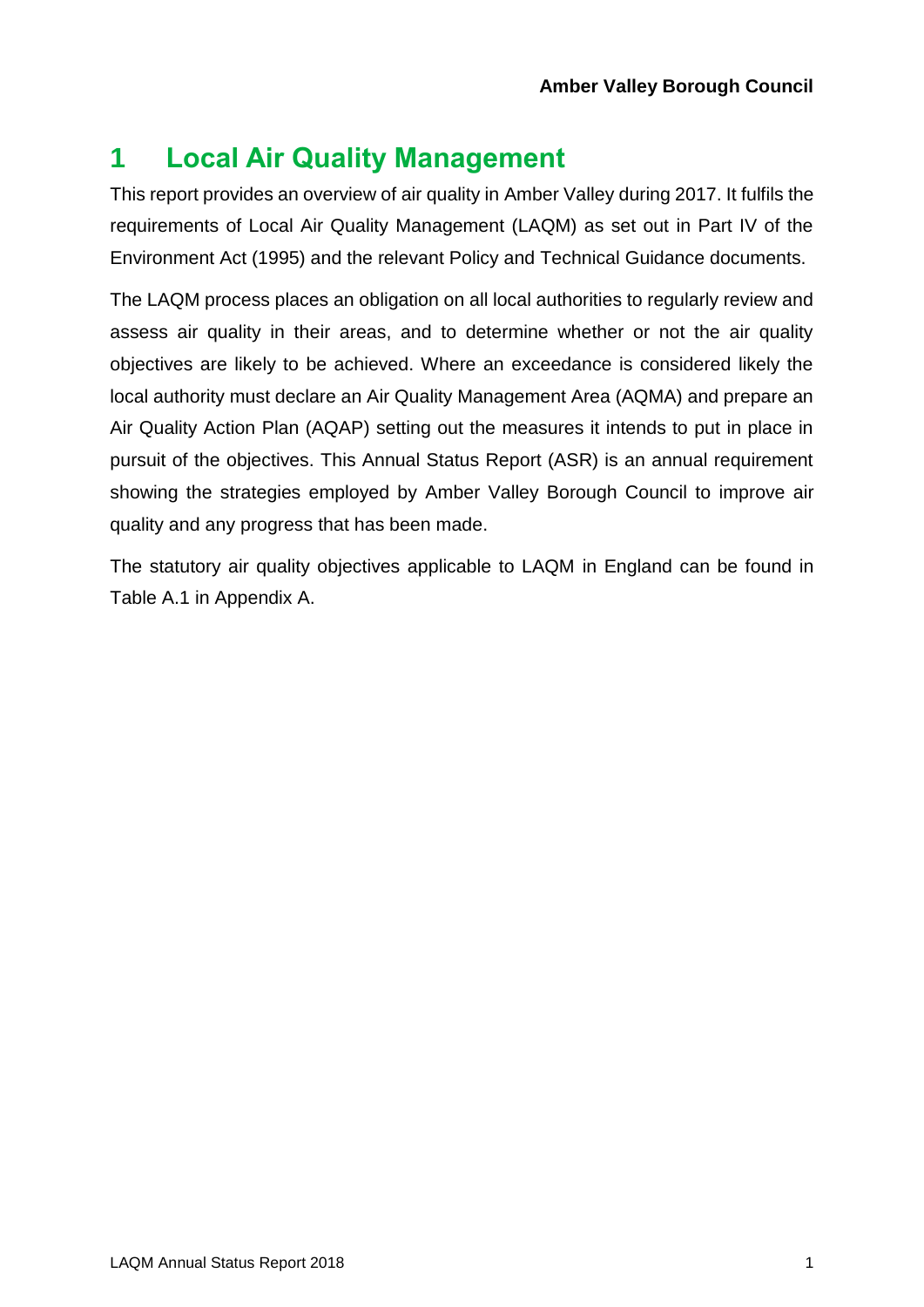# 1 Local Air Quality Management

This report provides an overview of air quality in Amber Valley during 2017. It fulfils the requirements of Local Air Quality Management (LAQM) as set out in Part IV of the Environment Act (1995) and the relevant Policy and Technical Guidance documents.

The LAQM process places an obligation on all local authorities to regularly review and assess air quality in their areas, and to determine whether or not the air quality objectives are likely to be achieved. Where an exceedance is considered likely the local authority must declare an Air Quality Management Area (AQMA) and prepare an Air Quality Action Plan (AQAP) setting out the measures it intends to put in place in pursuit of the objectives. This Annual Status Report (ASR) is an annual requirement showing the strategies employed by Amber Valley Borough Council to improve air quality and any progress that has been made.

The statutory air quality objectives applicable to LAQM in England can be found in Table A.1 in Appendix A.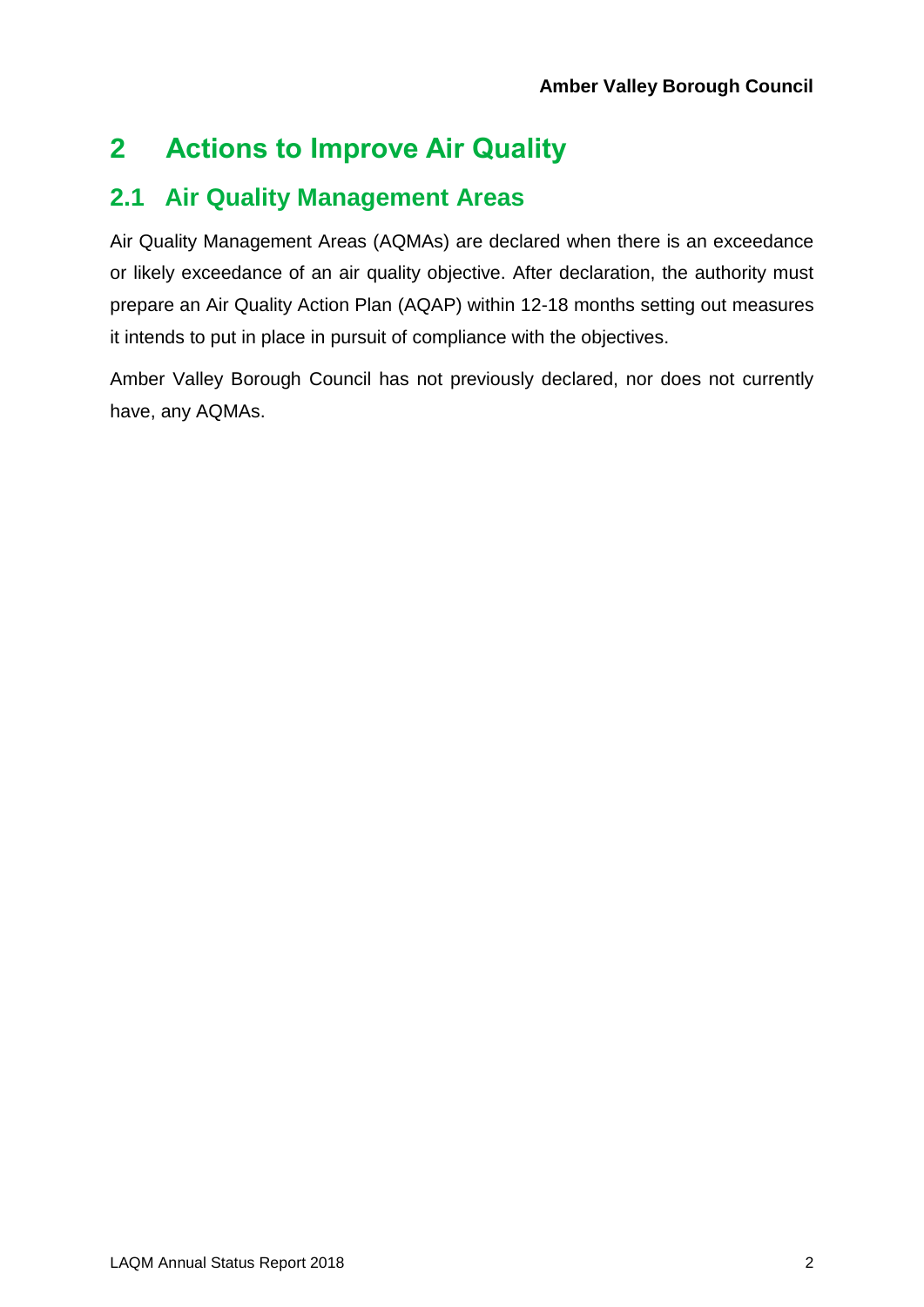# 2 Actions to Improve Air Quality

## 2.1 Air Quality Management Areas

Air Quality Management Areas (AQMAs) are declared when there is an exceedance or likely exceedance of an air quality objective. After declaration, the authority must prepare an Air Quality Action Plan (AQAP) within 12-18 months setting out measures it intends to put in place in pursuit of compliance with the objectives.

Amber Valley Borough Council has not previously declared, nor does not currently have, any AQMAs.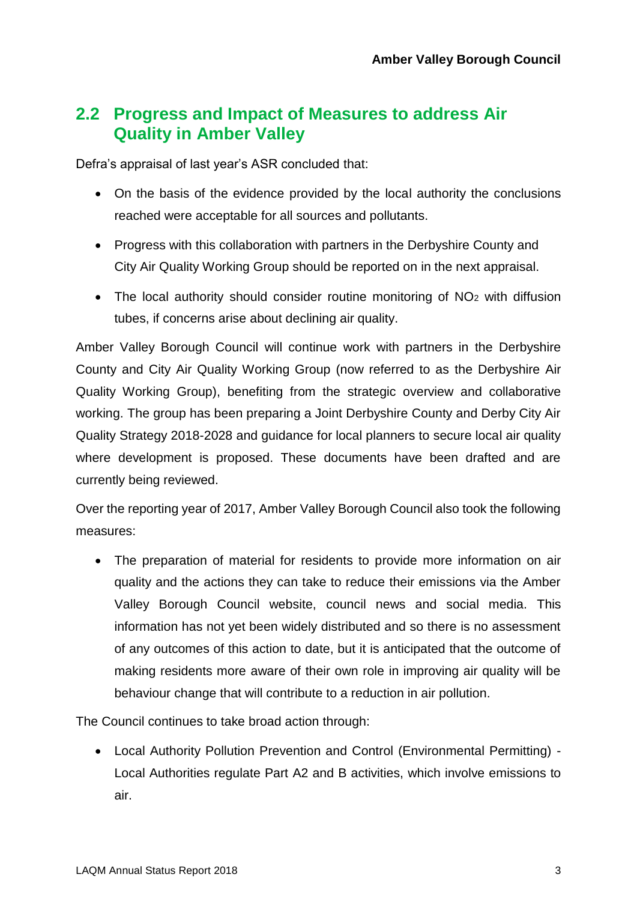## 2.2 Progress and Impact of Measures to address Air Quality in Amber Valley

Defra's appraisal of last year's ASR concluded that:

- On the basis of the evidence provided by the local authority the conclusions reached were acceptable for all sources and pollutants.
- Progress with this collaboration with partners in the Derbyshire County and City Air Quality Working Group should be reported on in the next appraisal.
- The local authority should consider routine monitoring of $NO_2$ with diffusion tubes, if concerns arise about declining air quality.

Amber Valley Borough Council will continue work with partners in the Derbyshire County and City Air Quality Working Group (now referred to as the Derbyshire Air Quality Working Group), benefiting from the strategic overview and collaborative working. The group has been preparing a Joint Derbyshire County and Derby City Air Quality Strategy 2018-2028 and guidance for local planners to secure local air quality where development is proposed. These documents have been drafted and are currently being reviewed.

Over the reporting year of 2017, Amber Valley Borough Council also took the following measures:

- The preparation of material for residents to provide more information on air quality and the actions they can take to reduce their emissions via the Amber Valley Borough Council website, council news and social media. This information has not yet been widely distributed and so there is no assessment of any outcomes of this action to date, but it is anticipated that the outcome of making residents more aware of their own role in improving air quality will be behaviour change that will contribute to a reduction in air pollution.

The Council continues to take broad action through:

- Local Authority Pollution Prevention and Control (Environmental Permitting) - Local Authorities regulate Part A2 and B activities, which involve emissions to air.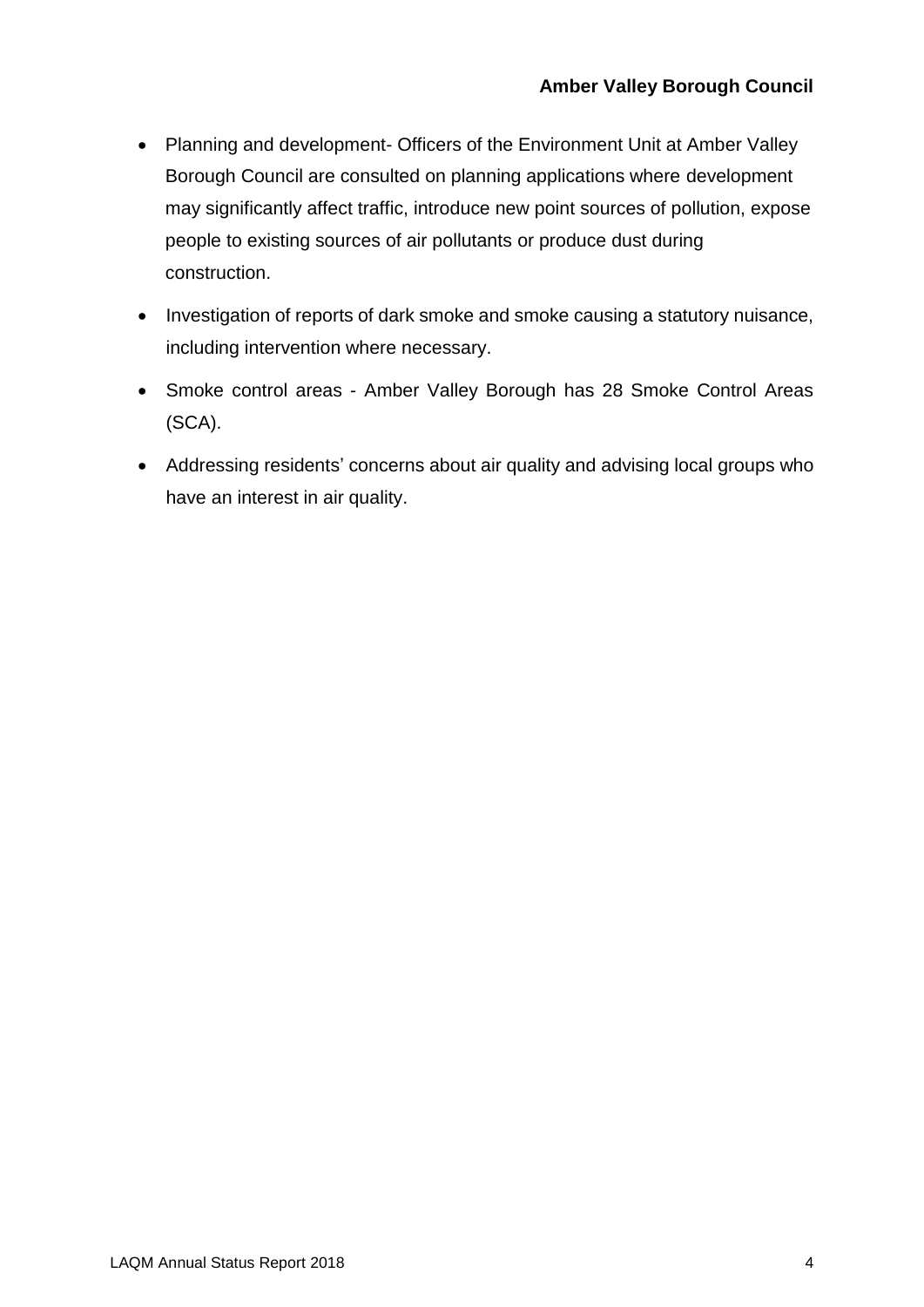- Planning and development- Officers of the Environment Unit at Amber Valley Borough Council are consulted on planning applications where development may significantly affect traffic, introduce new point sources of pollution, expose people to existing sources of air pollutants or produce dust during construction.
- Investigation of reports of dark smoke and smoke causing a statutory nuisance, including intervention where necessary.
- Smoke control areas - Amber Valley Borough has 28 Smoke Control Areas (SCA).
- Addressing residents' concerns about air quality and advising local groups who have an interest in air quality.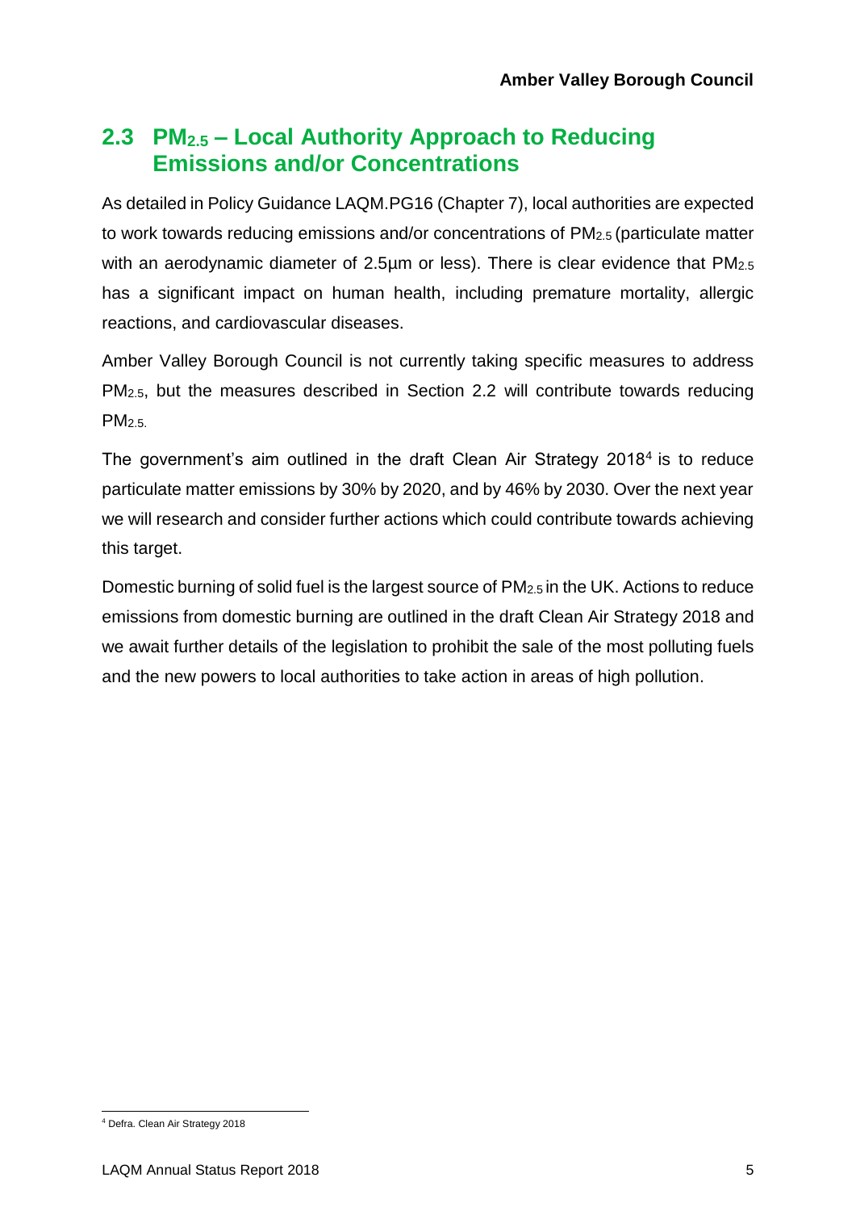## 2.3 $PM_{2.5}$ – Local Authority Approach to Reducing Emissions and/or Concentrations

As detailed in Policy Guidance LAQM.PG16 (Chapter 7), local authorities are expected to work towards reducing emissions and/or concentrations of $PM_{2.5}$ (particulate matter with an aerodynamic diameter of 2.5µm or less). There is clear evidence that $PM_{2.5}$ has a significant impact on human health, including premature mortality, allergic reactions, and cardiovascular diseases.

Amber Valley Borough Council is not currently taking specific measures to address $PM_{2.5}$, but the measures described in Section 2.2 will contribute towards reducing $PM_{2.5}$.

The government's aim outlined in the draft Clean Air Strategy 2018[4] is to reduce particulate matter emissions by 30% by 2020, and by 46% by 2030. Over the next year we will research and consider further actions which could contribute towards achieving this target.

Domestic burning of solid fuel is the largest source of $PM_{2.5}$ in the UK. Actions to reduce emissions from domestic burning are outlined in the draft Clean Air Strategy 2018 and we await further details of the legislation to prohibit the sale of the most polluting fuels and the new powers to local authorities to take action in areas of high pollution.

[4] Defra. Clean Air Strategy 2018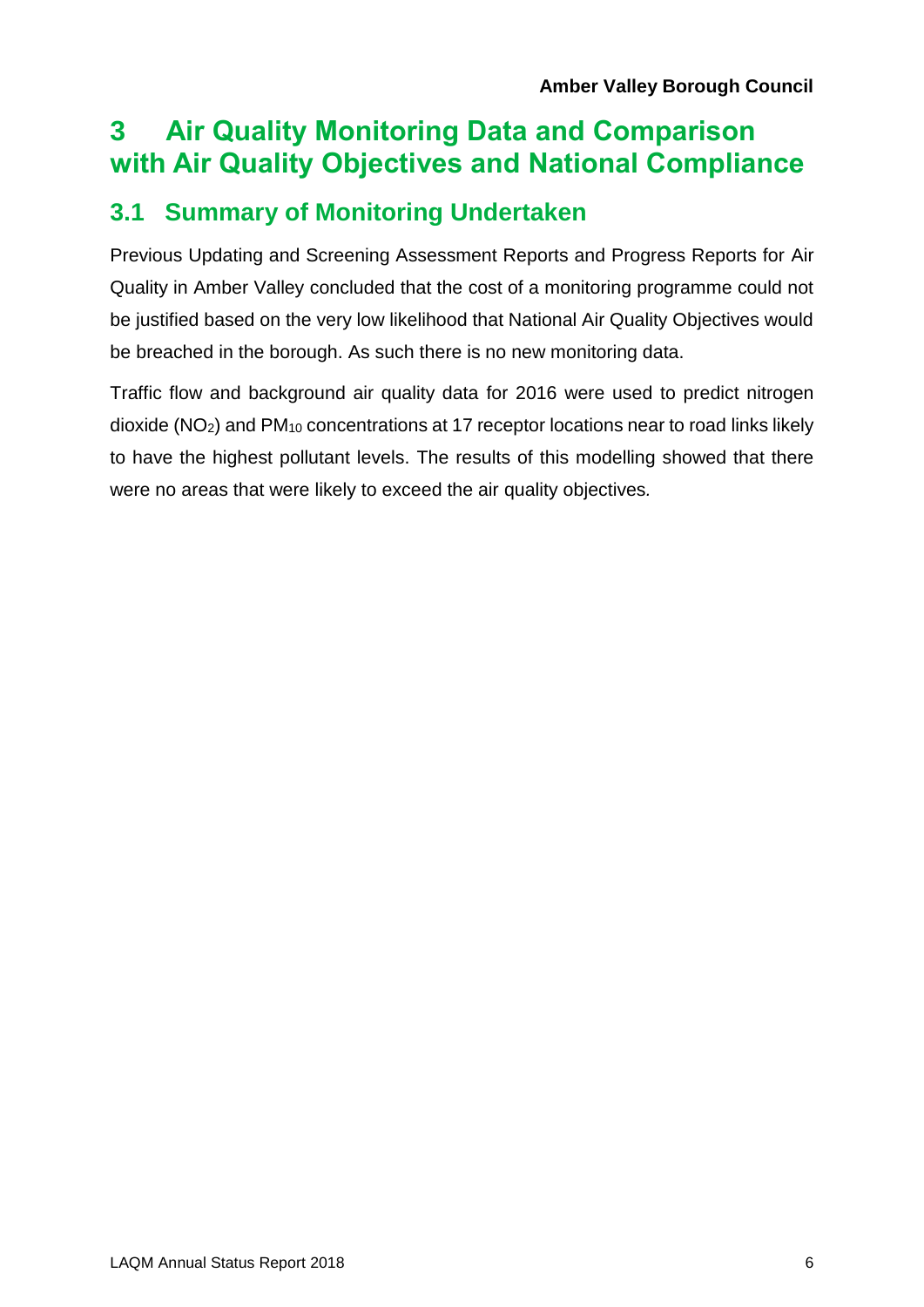# 3 Air Quality Monitoring Data and Comparison with Air Quality Objectives and National Compliance

## 3.1 Summary of Monitoring Undertaken

Previous Updating and Screening Assessment Reports and Progress Reports for Air Quality in Amber Valley concluded that the cost of a monitoring programme could not be justified based on the very low likelihood that National Air Quality Objectives would be breached in the borough. As such there is no new monitoring data.

Traffic flow and background air quality data for 2016 were used to predict nitrogen dioxide ($NO_2$) and $PM_{10}$ concentrations at 17 receptor locations near to road links likely to have the highest pollutant levels. The results of this modelling showed that there were no areas that were likely to exceed the air quality objectives.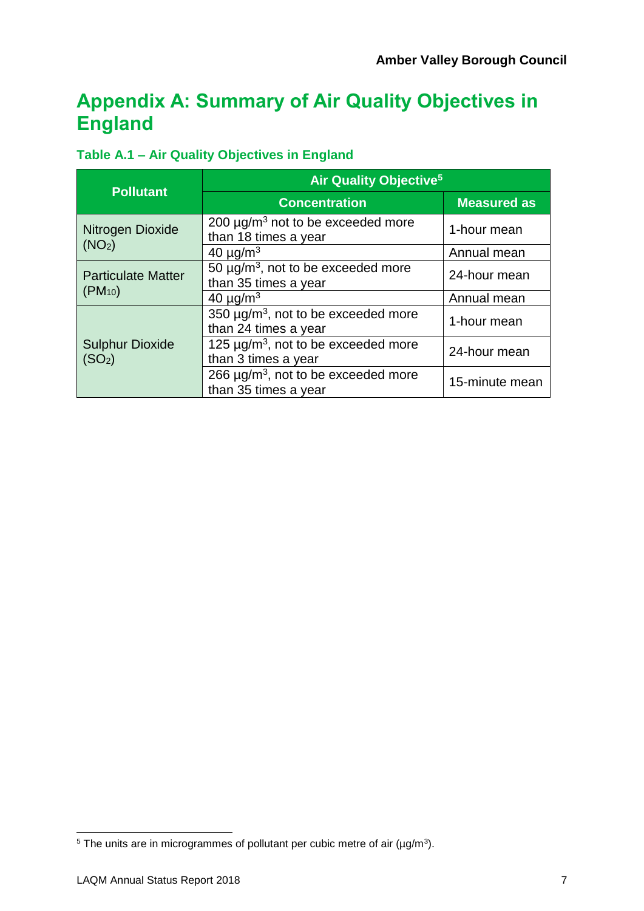# Appendix A: Summary of Air Quality Objectives in England

### Table A.1 – Air Quality Objectives in England

| Pollutant | Air Quality Objective[5] | |
|---|---|---|
| | Concentration | Measured as |
| Nitrogen Dioxide ($NO_2$) | 200 µg/m$^3$ not to be exceeded more than 18 times a year | 1-hour mean |
| | 40 µg/m$^3$ | Annual mean |
| Particulate Matter ($PM_{10}$) | 50 µg/m$^3$, not to be exceeded more than 35 times a year | 24-hour mean |
| | 40 µg/m$^3$ | Annual mean |
| Sulphur Dioxide ($SO_2$) | 350 µg/m$^3$, not to be exceeded more than 24 times a year | 1-hour mean |
| | 125 µg/m$^3$, not to be exceeded more than 3 times a year | 24-hour mean |
| | 266 µg/m$^3$, not to be exceeded more than 35 times a year | 15-minute mean |

[5] The units are in microgrammes of pollutant per cubic metre of air (µg/m$^3$).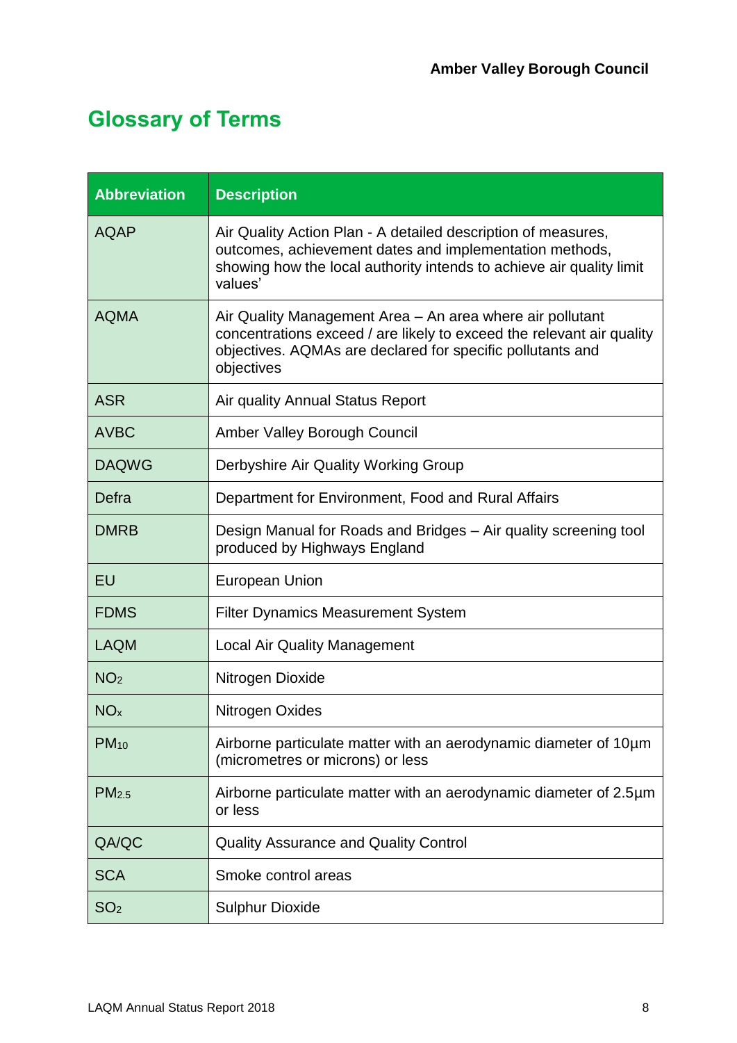# Glossary of Terms

| Abbreviation | Description |
|---|---|
| AQAP | Air Quality Action Plan - A detailed description of measures, outcomes, achievement dates and implementation methods, showing how the local authority intends to achieve air quality limit values’ |
| AQMA | Air Quality Management Area – An area where air pollutant concentrations exceed / are likely to exceed the relevant air quality objectives. AQMAs are declared for specific pollutants and objectives |
| ASR | Air quality Annual Status Report |
| AVBC | Amber Valley Borough Council |
| DAQWG | Derbyshire Air Quality Working Group |
| Defra | Department for Environment, Food and Rural Affairs |
| DMRB | Design Manual for Roads and Bridges – Air quality screening tool produced by Highways England |
| EU | European Union |
| FDMS | Filter Dynamics Measurement System |
| LAQM | Local Air Quality Management |
| $NO_2$ | Nitrogen Dioxide |
| $NO_x$ | Nitrogen Oxides |
| $PM_{10}$ | Airborne particulate matter with an aerodynamic diameter of 10µm (micrometres or microns) or less |
| $PM_{2.5}$ | Airborne particulate matter with an aerodynamic diameter of 2.5µm or less |
| QA/QC | Quality Assurance and Quality Control |
| SCA | Smoke control areas |
| $SO_2$ | Sulphur Dioxide |